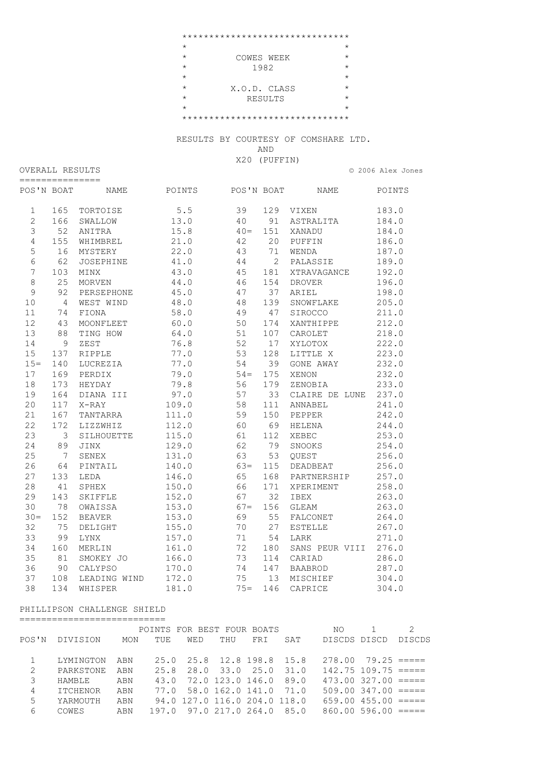# COWES WEEK 1982

## X.O.D. CLASS RESULTS

RESULTS BY COURTESY OF COMSHARE LTD.
AND
X20 (PUFFIN)

© 2006 Alex Jones

## OVERALL RESULTS

| POS'N | BOAT | NAME | POINTS | POS'N | BOAT | NAME | POINTS |
|---|---|---|---|---|---|---|---|
| 1 | 165 | TORTOISE | 5.5 | 39 | 129 | VIXEN | 183.0 |
| 2 | 166 | SWALLOW | 13.0 | 40 | 91 | ASTRALITA | 184.0 |
| 3 | 52 | ANITRA | 15.8 | 40= | 151 | XANADU | 184.0 |
| 4 | 155 | WHIMBREL | 21.0 | 42 | 20 | PUFFIN | 186.0 |
| 5 | 16 | MYSTERY | 22.0 | 43 | 71 | WENDA | 187.0 |
| 6 | 62 | JOSEPHINE | 41.0 | 44 | 2 | PALASSIE | 189.0 |
| 7 | 103 | MINX | 43.0 | 45 | 181 | XTRAVAGANCE | 192.0 |
| 8 | 25 | MORVEN | 44.0 | 46 | 154 | DROVER | 196.0 |
| 9 | 92 | PERSEPHONE | 45.0 | 47 | 37 | ARIEL | 198.0 |
| 10 | 4 | WEST WIND | 48.0 | 48 | 139 | SNOWFLAKE | 205.0 |
| 11 | 74 | FIONA | 58.0 | 49 | 47 | SIROCCO | 211.0 |
| 12 | 43 | MOONFLEET | 60.0 | 50 | 174 | XANTHIPPE | 212.0 |
| 13 | 88 | TING HOW | 64.0 | 51 | 107 | CAROLET | 218.0 |
| 14 | 9 | ZEST | 76.8 | 52 | 17 | XYLOTOX | 222.0 |
| 15 | 137 | RIPPLE | 77.0 | 53 | 128 | LITTLE X | 223.0 |
| 15= | 140 | LUCREZIA | 77.0 | 54 | 39 | GONE AWAY | 232.0 |
| 17 | 169 | PERDIX | 79.0 | 54= | 175 | XENON | 232.0 |
| 18 | 173 | HEYDAY | 79.8 | 56 | 179 | ZENOBIA | 233.0 |
| 19 | 164 | DIANA III | 97.0 | 57 | 33 | CLAIRE DE LUNE | 237.0 |
| 20 | 117 | X-RAY | 109.0 | 58 | 111 | ANNABEL | 241.0 |
| 21 | 167 | TANTARRA | 111.0 | 59 | 150 | PEPPER | 242.0 |
| 22 | 172 | LIZZWHIZ | 112.0 | 60 | 69 | HELENA | 244.0 |
| 23 | 3 | SILHOUETTE | 115.0 | 61 | 112 | XEBEC | 253.0 |
| 24 | 89 | JINX | 129.0 | 62 | 79 | SNOOKS | 254.0 |
| 25 | 7 | SENEX | 131.0 | 63 | 53 | QUEST | 256.0 |
| 26 | 64 | PINTAIL | 140.0 | 63= | 115 | DEADBEAT | 256.0 |
| 27 | 133 | LEDA | 146.0 | 65 | 168 | PARTNERSHIP | 257.0 |
| 28 | 41 | SPHEX | 150.0 | 66 | 171 | XPERIMENT | 258.0 |
| 29 | 143 | SKIFFLE | 152.0 | 67 | 32 | IBEX | 263.0 |
| 30 | 78 | OWAISSA | 153.0 | 67= | 156 | GLEAM | 263.0 |
| 30= | 152 | BEAVER | 153.0 | 69 | 55 | FALCONET | 264.0 |
| 32 | 75 | DELIGHT | 155.0 | 70 | 27 | ESTELLE | 267.0 |
| 33 | 99 | LYNX | 157.0 | 71 | 54 | LARK | 271.0 |
| 34 | 160 | MERLIN | 161.0 | 72 | 180 | SANS PEUR VIII | 276.0 |
| 35 | 81 | SMOKEY JO | 166.0 | 73 | 114 | CARIAD | 286.0 |
| 36 | 90 | CALYPSO | 170.0 | 74 | 147 | BAABROD | 287.0 |
| 37 | 108 | LEADING WIND | 172.0 | 75 | 13 | MISCHIEF | 304.0 |
| 38 | 134 | WHISPER | 181.0 | 75= | 146 | CAPRICE | 304.0 |

## PHILLIPSON CHALLENGE SHIELD

| POS'N | DIVISION | MON | TUE | WED | THU | FRI | SAT | NO DISCDS | 1 DISCD | 2 DISCDS |
|---|---|---|---|---|---|---|---|---|---|---|
| | | POINTS FOR BEST FOUR BOATS | | | | | | | | |
| 1 | LYMINGTON | ABN | 25.0 | 25.8 | 12.8 | 198.8 | 15.8 | 278.00 | 79.25 | ===== |
| 2 | PARKSTONE | ABN | 25.8 | 28.0 | 33.0 | 25.0 | 31.0 | 142.75 | 109.75 | ===== |
| 3 | HAMBLE | ABN | 43.0 | 72.0 | 123.0 | 146.0 | 89.0 | 473.00 | 327.00 | ===== |
| 4 | ITCHENOR | ABN | 77.0 | 58.0 | 162.0 | 141.0 | 71.0 | 509.00 | 347.00 | ===== |
| 5 | YARMOUTH | ABN | 94.0 | 127.0 | 116.0 | 204.0 | 118.0 | 659.00 | 455.00 | ===== |
| 6 | COWES | ABN | 197.0 | 97.0 | 217.0 | 264.0 | 85.0 | 860.00 | 596.00 | ===== |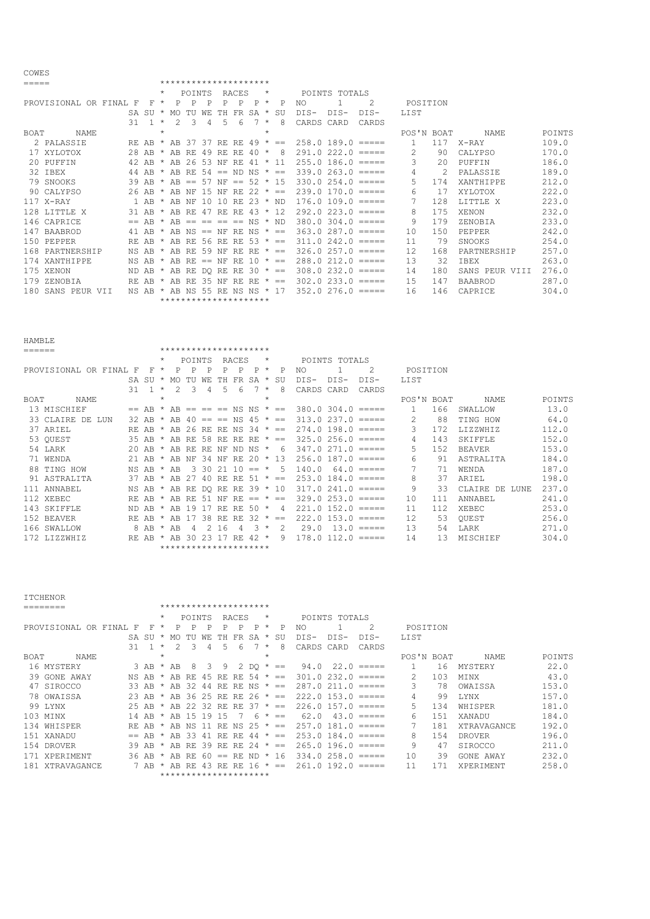## COWES

| BOAT | NAME | F SA 31 | F SU 1 | P MO 2 | P TU 3 | P WE 4 | P TH 5 | P FR 6 | P SA 7 | P SU 8 | NO DIS- CARDS | 1 DIS- CARD | 2 DIS- CARDS |
|---|---|---|---|---|---|---|---|---|---|---|---|---|---|
| 2 | PALASSIE | RE | AB | AB | 37 | 37 | RE | RE | 49 | == | 258.0 | 189.0 | ===== |
| 17 | XYLOTOX | 28 | AB | AB | RE | 49 | RE | RE | 40 | 8 | 291.0 | 222.0 | ===== |
| 20 | PUFFIN | 42 | AB | AB | 26 | 53 | NF | RE | 41 | 11 | 255.0 | 186.0 | ===== |
| 32 | IBEX | 44 | AB | AB | RE | 54 | == | ND | NS | == | 339.0 | 263.0 | ===== |
| 79 | SNOOKS | 39 | AB | AB | == | 57 | NF | == | 52 | 15 | 330.0 | 254.0 | ===== |
| 90 | CALYPSO | 26 | AB | AB | NF | 15 | NF | RE | 22 | == | 239.0 | 170.0 | ===== |
| 117 | X-RAY | 1 | AB | AB | NF | 10 | 10 | RE | 23 | ND | 176.0 | 109.0 | ===== |
| 128 | LITTLE X | 31 | AB | AB | RE | 47 | RE | RE | 43 | 12 | 292.0 | 223.0 | ===== |
| 146 | CAPRICE | == | AB | AB | == | == | == | == | NS | ND | 380.0 | 304.0 | ===== |
| 147 | BAABROD | 41 | AB | AB | NS | == | NF | RE | NS | == | 363.0 | 287.0 | ===== |
| 150 | PEPPER | RE | AB | AB | RE | 56 | RE | RE | 53 | == | 311.0 | 242.0 | ===== |
| 168 | PARTNERSHIP | NS | AB | AB | RE | 59 | NF | RE | RE | == | 326.0 | 257.0 | ===== |
| 174 | XANTHIPPE | NS | AB | AB | RE | == | NF | RE | 10 | == | 288.0 | 212.0 | ===== |
| 175 | XENON | ND | AB | AB | RE | DQ | RE | RE | 30 | == | 308.0 | 232.0 | ===== |
| 179 | ZENOBIA | RE | AB | AB | RE | 35 | NF | RE | RE | == | 302.0 | 233.0 | ===== |
| 180 | SANS PEUR VII | NS | AB | AB | NS | 55 | RE | NS | NS | 17 | 352.0 | 276.0 | ===== |

| POS'N | BOAT | NAME | POINTS |
|---|---|---|---|
| 1 | 117 | X-RAY | 109.0 |
| 2 | 90 | CALYPSO | 170.0 |
| 3 | 20 | PUFFIN | 186.0 |
| 4 | 2 | PALASSIE | 189.0 |
| 5 | 174 | XANTHIPPE | 212.0 |
| 6 | 17 | XYLOTOX | 222.0 |
| 7 | 128 | LITTLE X | 223.0 |
| 8 | 175 | XENON | 232.0 |
| 9 | 179 | ZENOBIA | 233.0 |
| 10 | 150 | PEPPER | 242.0 |
| 11 | 79 | SNOOKS | 254.0 |
| 12 | 168 | PARTNERSHIP | 257.0 |
| 13 | 32 | IBEX | 263.0 |
| 14 | 180 | SANS PEUR VIII | 276.0 |
| 15 | 147 | BAABROD | 287.0 |
| 16 | 146 | CAPRICE | 304.0 |

## HAMBLE

| BOAT | NAME | F SA 31 | F SU 1 | P MO 2 | P TU 3 | P WE 4 | P TH 5 | P FR 6 | P SA 7 | P SU 8 | NO DIS- CARDS | 1 DIS- CARD | 2 DIS- CARDS |
|---|---|---|---|---|---|---|---|---|---|---|---|---|---|
| 13 | MISCHIEF | == | AB | AB | == | == | == | NS | NS | == | 380.0 | 304.0 | ===== |
| 33 | CLAIRE DE LUN | 32 | AB | AB | 40 | == | == | NS | 45 | == | 313.0 | 237.0 | ===== |
| 37 | ARIEL | RE | AB | AB | 26 | RE | RE | NS | 34 | == | 274.0 | 198.0 | ===== |
| 53 | QUEST | 35 | AB | AB | RE | 58 | RE | RE | RE | == | 325.0 | 256.0 | ===== |
| 54 | LARK | 20 | AB | AB | RE | RE | NF | ND | NS | 6 | 347.0 | 271.0 | ===== |
| 71 | WENDA | 21 | AB | AB | NF | 34 | NF | RE | 20 | 13 | 256.0 | 187.0 | ===== |
| 88 | TING HOW | NS | AB | AB | 3 | 30 | 21 | 10 | == | 5 | 140.0 | 64.0 | ===== |
| 91 | ASTRALITA | 37 | AB | AB | 27 | 40 | RE | RE | 51 | == | 253.0 | 184.0 | ===== |
| 111 | ANNABEL | NS | AB | AB | RE | DQ | RE | RE | 39 | 10 | 317.0 | 241.0 | ===== |
| 112 | XEBEC | RE | AB | AB | RE | 51 | NF | RE | == | == | 329.0 | 253.0 | ===== |
| 143 | SKIFFLE | ND | AB | AB | 19 | 17 | RE | RE | 50 | 4 | 221.0 | 152.0 | ===== |
| 152 | BEAVER | RE | AB | AB | 17 | 38 | RE | RE | 32 | == | 222.0 | 153.0 | ===== |
| 166 | SWALLOW | 8 | AB | AB | 4 | 2 | 16 | 4 | 3 | 2 | 29.0 | 13.0 | ===== |
| 172 | LIZZWHIZ | RE | AB | AB | 30 | 23 | 17 | RE | 42 | 9 | 178.0 | 112.0 | ===== |

| POS'N | BOAT | NAME | POINTS |
|---|---|---|---|
| 1 | 166 | SWALLOW | 13.0 |
| 2 | 88 | TING HOW | 64.0 |
| 3 | 172 | LIZZWHIZ | 112.0 |
| 4 | 143 | SKIFFLE | 152.0 |
| 5 | 152 | BEAVER | 153.0 |
| 6 | 91 | ASTRALITA | 184.0 |
| 7 | 71 | WENDA | 187.0 |
| 8 | 37 | ARIEL | 198.0 |
| 9 | 33 | CLAIRE DE LUNE | 237.0 |
| 10 | 111 | ANNABEL | 241.0 |
| 11 | 112 | XEBEC | 253.0 |
| 12 | 53 | QUEST | 256.0 |
| 13 | 54 | LARK | 271.0 |
| 14 | 13 | MISCHIEF | 304.0 |

## ITCHENOR

| BOAT | NAME | F SA 31 | F SU 1 | P MO 2 | P TU 3 | P WE 4 | P TH 5 | P FR 6 | P SA 7 | P SU 8 | NO DIS- CARDS | 1 DIS- CARD | 2 DIS- CARDS |
|---|---|---|---|---|---|---|---|---|---|---|---|---|---|
| 16 | MYSTERY | 3 | AB | AB | 8 | 3 | 9 | 2 | DQ | == | 94.0 | 22.0 | ===== |
| 39 | GONE AWAY | NS | AB | AB | RE | 45 | RE | RE | 54 | == | 301.0 | 232.0 | ===== |
| 47 | SIROCCO | 33 | AB | AB | 32 | 44 | RE | RE | NS | == | 287.0 | 211.0 | ===== |
| 78 | OWAISSA | 23 | AB | AB | 36 | 25 | RE | RE | 26 | == | 222.0 | 153.0 | ===== |
| 99 | LYNX | 25 | AB | AB | 22 | 32 | RE | RE | 37 | == | 226.0 | 157.0 | ===== |
| 103 | MINX | 14 | AB | AB | 15 | 19 | 15 | 7 | 6 | == | 62.0 | 43.0 | ===== |
| 134 | WHISPER | RE | AB | AB | NS | 11 | RE | NS | 25 | == | 257.0 | 181.0 | ===== |
| 151 | XANADU | == | AB | AB | 33 | 41 | RE | RE | 44 | == | 253.0 | 184.0 | ===== |
| 154 | DROVER | 39 | AB | AB | RE | 39 | RE | RE | 24 | == | 265.0 | 196.0 | ===== |
| 171 | XPERIMENT | 36 | AB | AB | RE | 60 | == | RE | ND | 16 | 334.0 | 258.0 | ===== |
| 181 | XTRAVAGANCE | 7 | AB | AB | RE | 43 | RE | RE | 16 | == | 261.0 | 192.0 | ===== |

| POS'N | BOAT | NAME | POINTS |
|---|---|---|---|
| 1 | 16 | MYSTERY | 22.0 |
| 2 | 103 | MINX | 43.0 |
| 3 | 78 | OWAISSA | 153.0 |
| 4 | 99 | LYNX | 157.0 |
| 5 | 134 | WHISPER | 181.0 |
| 6 | 151 | XANADU | 184.0 |
| 7 | 181 | XTRAVAGANCE | 192.0 |
| 8 | 154 | DROVER | 196.0 |
| 9 | 47 | SIROCCO | 211.0 |
| 10 | 39 | GONE AWAY | 232.0 |
| 11 | 171 | XPERIMENT | 258.0 |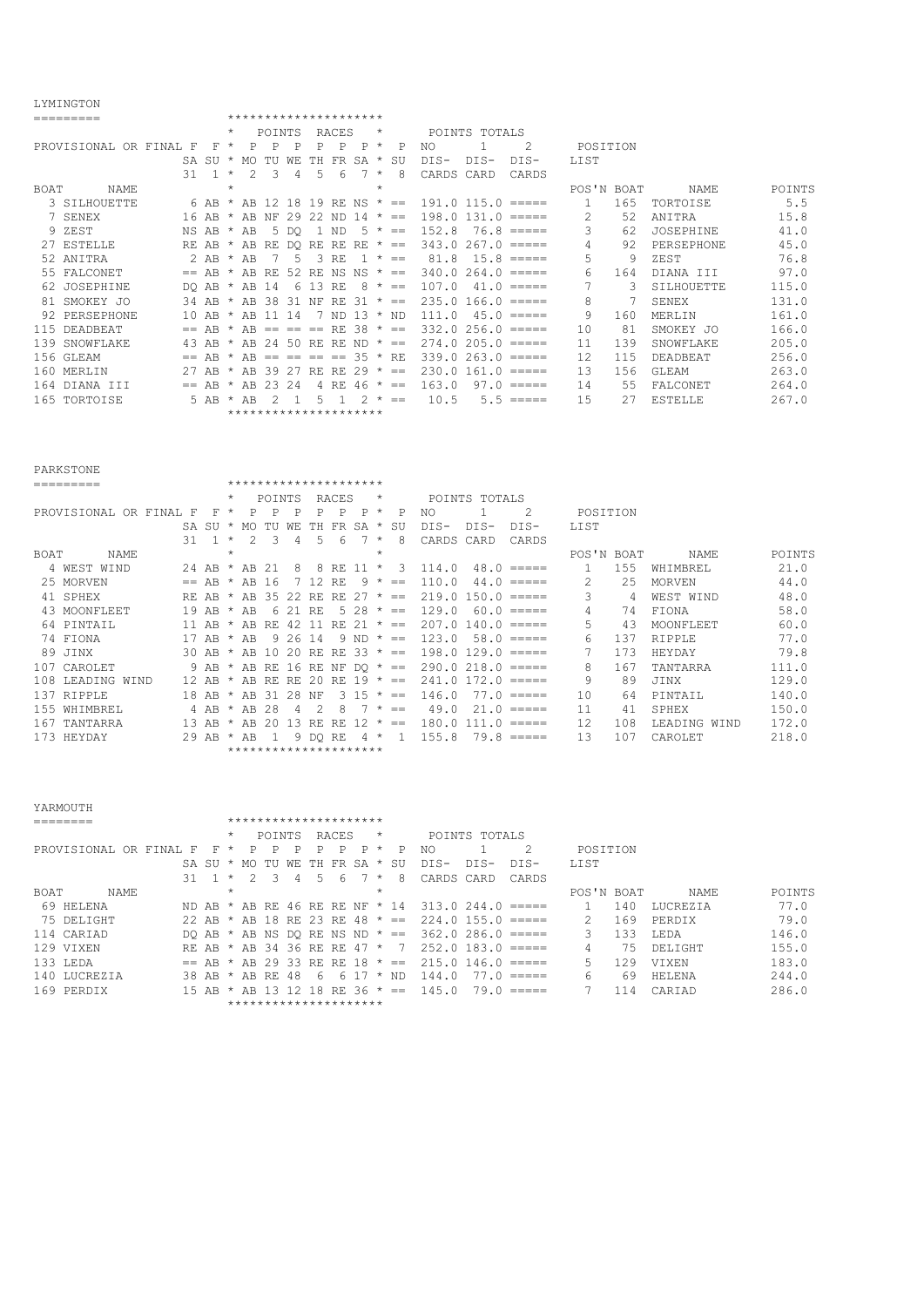## LYMINGTON

PROVISIONAL OR FINAL F

| BOAT | NAME | F SA 31 | F SU 1 | P MO 2 | P TU 3 | P WE 4 | P TH 5 | P FR 6 | P SA 7 | P SU 8 | NO DIS-CARDS | 1 DIS-CARD | 2 DIS-CARDS |
|---|---|---|---|---|---|---|---|---|---|---|---|---|---|
| 3 | SILHOUETTE | 6 | AB | AB | 12 | 18 | 19 | RE | NS | == | 191.0 | 115.0 | ===== |
| 7 | SENEX | 16 | AB | AB | NF | 29 | 22 | ND | 14 | == | 198.0 | 131.0 | ===== |
| 9 | ZEST | NS | AB | AB | 5 | DQ | 1 | ND | 5 | == | 152.8 | 76.8 | ===== |
| 27 | ESTELLE | RE | AB | AB | RE | DQ | RE | RE | RE | == | 343.0 | 267.0 | ===== |
| 52 | ANITRA | 2 | AB | AB | 7 | 5 | 3 | RE | 1 | == | 81.8 | 15.8 | ===== |
| 55 | FALCONET | == | AB | AB | RE | 52 | RE | NS | NS | == | 340.0 | 264.0 | ===== |
| 62 | JOSEPHINE | DQ | AB | AB | 14 | 6 | 13 | RE | 8 | == | 107.0 | 41.0 | ===== |
| 81 | SMOKEY JO | 34 | AB | AB | 38 | 31 | NF | RE | 31 | == | 235.0 | 166.0 | ===== |
| 92 | PERSEPHONE | 10 | AB | AB | 11 | 14 | 7 | ND | 13 | ND | 111.0 | 45.0 | ===== |
| 115 | DEADBEAT | == | AB | AB | == | == | == | RE | 38 | == | 332.0 | 256.0 | ===== |
| 139 | SNOWFLAKE | 43 | AB | AB | 24 | 50 | RE | RE | ND | == | 274.0 | 205.0 | ===== |
| 156 | GLEAM | == | AB | AB | == | == | == | == | 35 | RE | 339.0 | 263.0 | ===== |
| 160 | MERLIN | 27 | AB | AB | 39 | 27 | RE | RE | 29 | == | 230.0 | 161.0 | ===== |
| 164 | DIANA III | == | AB | AB | 23 | 24 | 4 | RE | 46 | == | 163.0 | 97.0 | ===== |
| 165 | TORTOISE | 5 | AB | AB | 2 | 1 | 5 | 1 | 2 | == | 10.5 | 5.5 | ===== |

POSITION LIST

| POS'N | BOAT | NAME | POINTS |
|---|---|---|---|
| 1 | 165 | TORTOISE | 5.5 |
| 2 | 52 | ANITRA | 15.8 |
| 3 | 62 | JOSEPHINE | 41.0 |
| 4 | 92 | PERSEPHONE | 45.0 |
| 5 | 9 | ZEST | 76.8 |
| 6 | 164 | DIANA III | 97.0 |
| 7 | 3 | SILHOUETTE | 115.0 |
| 8 | 7 | SENEX | 131.0 |
| 9 | 160 | MERLIN | 161.0 |
| 10 | 81 | SMOKEY JO | 166.0 |
| 11 | 139 | SNOWFLAKE | 205.0 |
| 12 | 115 | DEADBEAT | 256.0 |
| 13 | 156 | GLEAM | 263.0 |
| 14 | 55 | FALCONET | 264.0 |
| 15 | 27 | ESTELLE | 267.0 |

## PARKSTONE

PROVISIONAL OR FINAL F

| BOAT | NAME | F SA 31 | F SU 1 | P MO 2 | P TU 3 | P WE 4 | P TH 5 | P FR 6 | P SA 7 | P SU 8 | NO DIS-CARDS | 1 DIS-CARD | 2 DIS-CARDS |
|---|---|---|---|---|---|---|---|---|---|---|---|---|---|
| 4 | WEST WIND | 24 | AB | AB | 21 | 8 | 8 | RE | 11 | 3 | 114.0 | 48.0 | ===== |
| 25 | MORVEN | == | AB | AB | 16 | 7 | 12 | RE | 9 | == | 110.0 | 44.0 | ===== |
| 41 | SPHEX | RE | AB | AB | 35 | 22 | RE | RE | 27 | == | 219.0 | 150.0 | ===== |
| 43 | MOONFLEET | 19 | AB | AB | 6 | 21 | RE | 5 | 28 | == | 129.0 | 60.0 | ===== |
| 64 | PINTAIL | 11 | AB | AB | RE | 42 | 11 | RE | 21 | == | 207.0 | 140.0 | ===== |
| 74 | FIONA | 17 | AB | AB | 9 | 26 | 14 | 9 | ND | == | 123.0 | 58.0 | ===== |
| 89 | JINX | 30 | AB | AB | 10 | 20 | RE | RE | 33 | == | 198.0 | 129.0 | ===== |
| 107 | CAROLET | 9 | AB | AB | RE | 16 | RE | NF | DQ | == | 290.0 | 218.0 | ===== |
| 108 | LEADING WIND | 12 | AB | AB | RE | RE | 20 | RE | 19 | == | 241.0 | 172.0 | ===== |
| 137 | RIPPLE | 18 | AB | AB | 31 | 28 | NF | 3 | 15 | == | 146.0 | 77.0 | ===== |
| 155 | WHIMBREL | 4 | AB | AB | 28 | 4 | 2 | 8 | 7 | == | 49.0 | 21.0 | ===== |
| 167 | TANTARRA | 13 | AB | AB | 20 | 13 | RE | RE | 12 | == | 180.0 | 111.0 | ===== |
| 173 | HEYDAY | 29 | AB | AB | 1 | 9 | DQ | RE | 4 | 1 | 155.8 | 79.8 | ===== |

POSITION LIST

| POS'N | BOAT | NAME | POINTS |
|---|---|---|---|
| 1 | 155 | WHIMBREL | 21.0 |
| 2 | 25 | MORVEN | 44.0 |
| 3 | 4 | WEST WIND | 48.0 |
| 4 | 74 | FIONA | 58.0 |
| 5 | 43 | MOONFLEET | 60.0 |
| 6 | 137 | RIPPLE | 77.0 |
| 7 | 173 | HEYDAY | 79.8 |
| 8 | 167 | TANTARRA | 111.0 |
| 9 | 89 | JINX | 129.0 |
| 10 | 64 | PINTAIL | 140.0 |
| 11 | 41 | SPHEX | 150.0 |
| 12 | 108 | LEADING WIND | 172.0 |
| 13 | 107 | CAROLET | 218.0 |

## YARMOUTH

PROVISIONAL OR FINAL F

| BOAT | NAME | F SA 31 | F SU 1 | P MO 2 | P TU 3 | P WE 4 | P TH 5 | P FR 6 | P SA 7 | P SU 8 | NO DIS-CARDS | 1 DIS-CARD | 2 DIS-CARDS |
|---|---|---|---|---|---|---|---|---|---|---|---|---|---|
| 69 | HELENA | ND | AB | AB | RE | 46 | RE | RE | NF | 14 | 313.0 | 244.0 | ===== |
| 75 | DELIGHT | 22 | AB | AB | 18 | RE | 23 | RE | 48 | == | 224.0 | 155.0 | ===== |
| 114 | CARIAD | DQ | AB | AB | NS | DQ | RE | NS | ND | == | 362.0 | 286.0 | ===== |
| 129 | VIXEN | RE | AB | AB | 34 | 36 | RE | RE | 47 | 7 | 252.0 | 183.0 | ===== |
| 133 | LEDA | == | AB | AB | 29 | 33 | RE | RE | 18 | == | 215.0 | 146.0 | ===== |
| 140 | LUCREZIA | 38 | AB | AB | RE | 48 | 6 | 6 | 17 | ND | 144.0 | 77.0 | ===== |
| 169 | PERDIX | 15 | AB | AB | 13 | 12 | 18 | RE | 36 | == | 145.0 | 79.0 | ===== |

POSITION LIST

| POS'N | BOAT | NAME | POINTS |
|---|---|---|---|
| 1 | 140 | LUCREZIA | 77.0 |
| 2 | 169 | PERDIX | 79.0 |
| 3 | 133 | LEDA | 146.0 |
| 4 | 75 | DELIGHT | 155.0 |
| 5 | 129 | VIXEN | 183.0 |
| 6 | 69 | HELENA | 244.0 |
| 7 | 114 | CARIAD | 286.0 |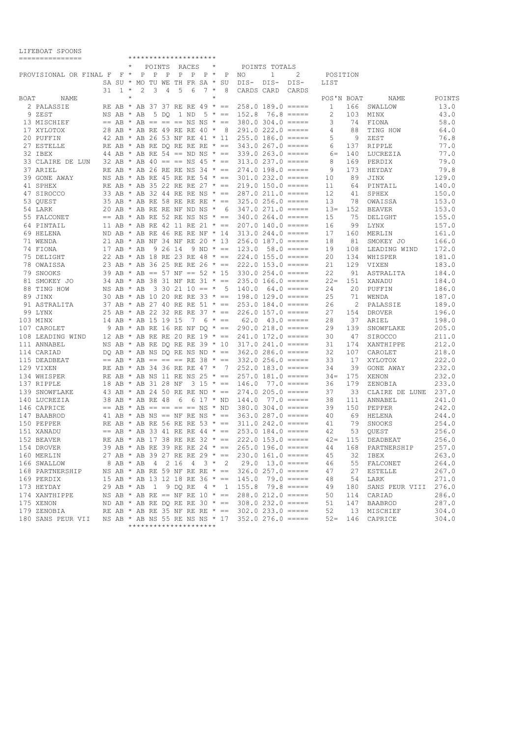LIFEBOAT SPOONS

PROVISIONAL OR FINAL

| BOAT | NAME | F SA 31 | F SU 1 | P MO 2 | P TU 3 | P WE 4 | P TH 5 | P FR 6 | P SA 7 | P SU 8 | NO DIS-CARDS | 1 DIS-CARD | 2 DIS-CARDS |
|---|---|---|---|---|---|---|---|---|---|---|---|---|---|
| 2 | PALASSIE | RE | AB | AB | 37 | 37 | RE | RE | 49 | == | 258.0 | 189.0 | ===== |
| 9 | ZEST | NS | AB | AB | 5 | DQ | 1 | ND | 5 | == | 152.8 | 76.8 | ===== |
| 13 | MISCHIEF | == | AB | AB | == | == | == | NS | NS | == | 380.0 | 304.0 | ===== |
| 17 | XYLOTOX | 28 | AB | AB | RE | 49 | RE | RE | 40 | 8 | 291.0 | 222.0 | ===== |
| 20 | PUFFIN | 42 | AB | AB | 26 | 53 | NF | RE | 41 | 11 | 255.0 | 186.0 | ===== |
| 27 | ESTELLE | RE | AB | AB | RE | DQ | RE | RE | RE | == | 343.0 | 267.0 | ===== |
| 32 | IBEX | 44 | AB | AB | RE | 54 | == | ND | NS | == | 339.0 | 263.0 | ===== |
| 33 | CLAIRE DE LUN | 32 | AB | AB | 40 | == | == | NS | 45 | == | 313.0 | 237.0 | ===== |
| 37 | ARIEL | RE | AB | AB | 26 | RE | RE | NS | 34 | == | 274.0 | 198.0 | ===== |
| 39 | GONE AWAY | NS | AB | AB | RE | 45 | RE | RE | 54 | == | 301.0 | 232.0 | ===== |
| 41 | SPHEX | RE | AB | AB | 35 | 22 | RE | RE | 27 | == | 219.0 | 150.0 | ===== |
| 47 | SIROCCO | 33 | AB | AB | 32 | 44 | RE | RE | NS | == | 287.0 | 211.0 | ===== |
| 53 | QUEST | 35 | AB | AB | RE | 58 | RE | RE | RE | == | 325.0 | 256.0 | ===== |
| 54 | LARK | 20 | AB | AB | RE | RE | NF | ND | NS | 6 | 347.0 | 271.0 | ===== |
| 55 | FALCONET | == | AB | AB | RE | 52 | RE | NS | NS | == | 340.0 | 264.0 | ===== |
| 64 | PINTAIL | 11 | AB | AB | RE | 42 | 11 | RE | 21 | == | 207.0 | 140.0 | ===== |
| 69 | HELENA | ND | AB | AB | RE | 46 | RE | RE | NF | 14 | 313.0 | 244.0 | ===== |
| 71 | WENDA | 21 | AB | AB | NF | 34 | NF | RE | 20 | 13 | 256.0 | 187.0 | ===== |
| 74 | FIONA | 17 | AB | AB | 9 | 26 | 14 | 9 | ND | == | 123.0 | 58.0 | ===== |
| 75 | DELIGHT | 22 | AB | AB | 18 | RE | 23 | RE | 48 | == | 224.0 | 155.0 | ===== |
| 78 | OWAISSA | 23 | AB | AB | 36 | 25 | RE | RE | 26 | == | 222.0 | 153.0 | ===== |
| 79 | SNOOKS | 39 | AB | AB | == | 57 | NF | == | 52 | 15 | 330.0 | 254.0 | ===== |
| 81 | SMOKEY JO | 34 | AB | AB | 38 | 31 | NF | RE | 31 | == | 235.0 | 166.0 | ===== |
| 88 | TING HOW | NS | AB | AB | 3 | 30 | 21 | 10 | == | 5 | 140.0 | 64.0 | ===== |
| 89 | JINX | 30 | AB | AB | 10 | 20 | RE | RE | 33 | == | 198.0 | 129.0 | ===== |
| 91 | ASTRALITA | 37 | AB | AB | 27 | 40 | RE | RE | 51 | == | 253.0 | 184.0 | ===== |
| 99 | LYNX | 25 | AB | AB | 22 | 32 | RE | RE | 37 | == | 226.0 | 157.0 | ===== |
| 103 | MINX | 14 | AB | AB | 15 | 19 | 15 | 7 | 6 | == | 62.0 | 43.0 | ===== |
| 107 | CAROLET | 9 | AB | AB | RE | 16 | RE | NF | DQ | == | 290.0 | 218.0 | ===== |
| 108 | LEADING WIND | 12 | AB | AB | RE | RE | 20 | RE | 19 | == | 241.0 | 172.0 | ===== |
| 111 | ANNABEL | NS | AB | AB | RE | DQ | RE | RE | 39 | 10 | 317.0 | 241.0 | ===== |
| 114 | CARIAD | DQ | AB | AB | NS | DQ | RE | NS | ND | == | 362.0 | 286.0 | ===== |
| 115 | DEADBEAT | == | AB | AB | == | == | == | RE | 38 | == | 332.0 | 256.0 | ===== |
| 129 | VIXEN | RE | AB | AB | 34 | 36 | RE | RE | 47 | 7 | 252.0 | 183.0 | ===== |
| 134 | WHISPER | RE | AB | AB | NS | 11 | RE | NS | 25 | == | 257.0 | 181.0 | ===== |
| 137 | RIPPLE | 18 | AB | AB | 31 | 28 | NF | 3 | 15 | == | 146.0 | 77.0 | ===== |
| 139 | SNOWFLAKE | 43 | AB | AB | 24 | 50 | RE | RE | ND | == | 274.0 | 205.0 | ===== |
| 140 | LUCREZIA | 38 | AB | AB | RE | 48 | 6 | 6 | 17 | ND | 144.0 | 77.0 | ===== |
| 146 | CAPRICE | == | AB | AB | == | == | == | == | NS | ND | 380.0 | 304.0 | ===== |
| 147 | BAABROD | 41 | AB | AB | NS | == | NF | RE | NS | == | 363.0 | 287.0 | ===== |
| 150 | PEPPER | RE | AB | AB | RE | 56 | RE | RE | 53 | == | 311.0 | 242.0 | ===== |
| 151 | XANADU | == | AB | AB | 33 | 41 | RE | RE | 44 | == | 253.0 | 184.0 | ===== |
| 152 | BEAVER | RE | AB | AB | 17 | 38 | RE | RE | 32 | == | 222.0 | 153.0 | ===== |
| 154 | DROVER | 39 | AB | AB | RE | 39 | RE | RE | 24 | == | 265.0 | 196.0 | ===== |
| 160 | MERLIN | 27 | AB | AB | 39 | 27 | RE | RE | 29 | == | 230.0 | 161.0 | ===== |
| 166 | SWALLOW | 8 | AB | AB | 4 | 2 | 16 | 4 | 3 | 2 | 29.0 | 13.0 | ===== |
| 168 | PARTNERSHIP | NS | AB | AB | RE | 59 | NF | RE | RE | == | 326.0 | 257.0 | ===== |
| 169 | PERDIX | 15 | AB | AB | 13 | 12 | 18 | RE | 36 | == | 145.0 | 79.0 | ===== |
| 173 | HEYDAY | 29 | AB | AB | 1 | 9 | DQ | RE | 4 | 1 | 155.8 | 79.8 | ===== |
| 174 | XANTHIPPE | NS | AB | AB | RE | == | NF | RE | 10 | == | 288.0 | 212.0 | ===== |
| 175 | XENON | ND | AB | AB | RE | DQ | RE | RE | 30 | == | 308.0 | 232.0 | ===== |
| 179 | ZENOBIA | RE | AB | AB | RE | 35 | NF | RE | RE | == | 302.0 | 233.0 | ===== |
| 180 | SANS PEUR VII | NS | AB | AB | NS | 55 | RE | NS | NS | 17 | 352.0 | 276.0 | ===== |

POSITION LIST

| POS'N | BOAT | NAME | POINTS |
|---|---|---|---|
| 1 | 166 | SWALLOW | 13.0 |
| 2 | 103 | MINX | 43.0 |
| 3 | 74 | FIONA | 58.0 |
| 4 | 88 | TING HOW | 64.0 |
| 5 | 9 | ZEST | 76.8 |
| 6 | 137 | RIPPLE | 77.0 |
| 6= | 140 | LUCREZIA | 77.0 |
| 8 | 169 | PERDIX | 79.0 |
| 9 | 173 | HEYDAY | 79.8 |
| 10 | 89 | JINX | 129.0 |
| 11 | 64 | PINTAIL | 140.0 |
| 12 | 41 | SPHEX | 150.0 |
| 13 | 78 | OWAISSA | 153.0 |
| 13= | 152 | BEAVER | 153.0 |
| 15 | 75 | DELIGHT | 155.0 |
| 16 | 99 | LYNX | 157.0 |
| 17 | 160 | MERLIN | 161.0 |
| 18 | 81 | SMOKEY JO | 166.0 |
| 19 | 108 | LEADING WIND | 172.0 |
| 20 | 134 | WHISPER | 181.0 |
| 21 | 129 | VIXEN | 183.0 |
| 22 | 91 | ASTRALITA | 184.0 |
| 22= | 151 | XANADU | 184.0 |
| 24 | 20 | PUFFIN | 186.0 |
| 25 | 71 | WENDA | 187.0 |
| 26 | 2 | PALASSIE | 189.0 |
| 27 | 154 | DROVER | 196.0 |
| 28 | 37 | ARIEL | 198.0 |
| 29 | 139 | SNOWFLAKE | 205.0 |
| 30 | 47 | SIROCCO | 211.0 |
| 31 | 174 | XANTHIPPE | 212.0 |
| 32 | 107 | CAROLET | 218.0 |
| 33 | 17 | XYLOTOX | 222.0 |
| 34 | 39 | GONE AWAY | 232.0 |
| 34= | 175 | XENON | 232.0 |
| 36 | 179 | ZENOBIA | 233.0 |
| 37 | 33 | CLAIRE DE LUNE | 237.0 |
| 38 | 111 | ANNABEL | 241.0 |
| 39 | 150 | PEPPER | 242.0 |
| 40 | 69 | HELENA | 244.0 |
| 41 | 79 | SNOOKS | 254.0 |
| 42 | 53 | QUEST | 256.0 |
| 42= | 115 | DEADBEAT | 256.0 |
| 44 | 168 | PARTNERSHIP | 257.0 |
| 45 | 32 | IBEX | 263.0 |
| 46 | 55 | FALCONET | 264.0 |
| 47 | 27 | ESTELLE | 267.0 |
| 48 | 54 | LARK | 271.0 |
| 49 | 180 | SANS PEUR VIII | 276.0 |
| 50 | 114 | CARIAD | 286.0 |
| 51 | 147 | BAABROD | 287.0 |
| 52 | 13 | MISCHIEF | 304.0 |
| 52= | 146 | CAPRICE | 304.0 |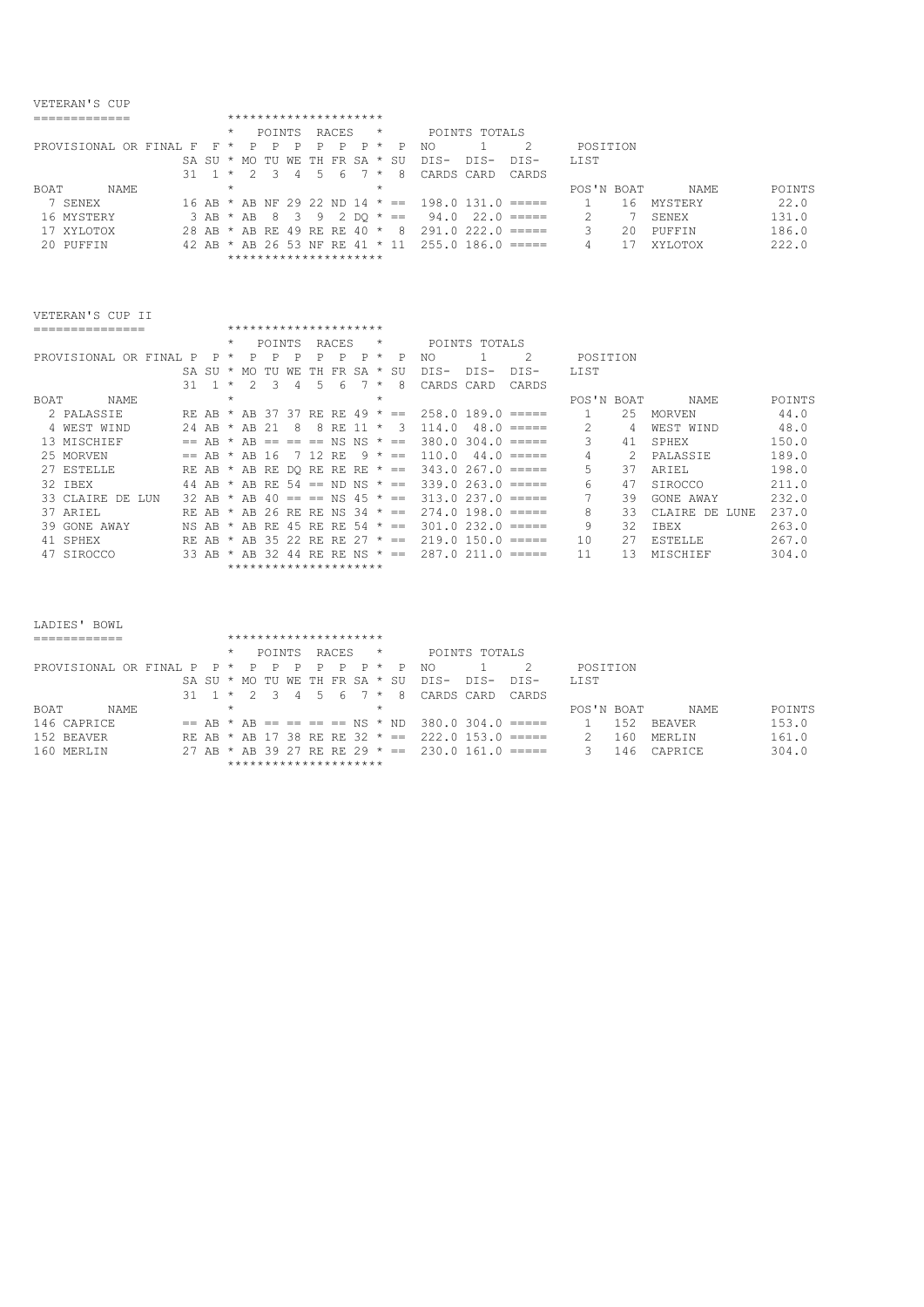## VETERAN'S CUP

PROVISIONAL OR FINAL F

| BOAT | NAME | SA 31 F | SU 1 F | MO 2 P | TU 3 P | WE 4 P | TH 5 P | FR 6 P | SA 7 P | SU 8 P | NO DIS- CARDS | 1 DIS- CARD | 2 DIS- CARDS | POS'N | BOAT | NAME | POINTS |
|---|---|---|---|---|---|---|---|---|---|---|---|---|---|---|---|---|---|
| 7 | SENEX | 16 | AB | AB | NF | 29 | 22 | ND | 14 | == | 198.0 | 131.0 | ===== | 1 | 16 | MYSTERY | 22.0 |
| 16 | MYSTERY | 3 | AB | AB | 8 | 3 | 9 | 2 | DQ | == | 94.0 | 22.0 | ===== | 2 | 7 | SENEX | 131.0 |
| 17 | XYLOTOX | 28 | AB | AB | RE | 49 | RE | RE | 40 | 8 | 291.0 | 222.0 | ===== | 3 | 20 | PUFFIN | 186.0 |
| 20 | PUFFIN | 42 | AB | AB | 26 | 53 | NF | RE | 41 | 11 | 255.0 | 186.0 | ===== | 4 | 17 | XYLOTOX | 222.0 |

## VETERAN'S CUP II

PROVISIONAL OR FINAL P

| BOAT | NAME | SA 31 P | SU 1 P | MO 2 P | TU 3 P | WE 4 P | TH 5 P | FR 6 P | SA 7 P | SU 8 P | NO DIS- CARDS | 1 DIS- CARD | 2 DIS- CARDS | POS'N | BOAT | NAME | POINTS |
|---|---|---|---|---|---|---|---|---|---|---|---|---|---|---|---|---|---|
| 2 | PALASSIE | RE | AB | AB | 37 | 37 | RE | RE | 49 | == | 258.0 | 189.0 | ===== | 1 | 25 | MORVEN | 44.0 |
| 4 | WEST WIND | 24 | AB | AB | 21 | 8 | 8 | RE | 11 | 3 | 114.0 | 48.0 | ===== | 2 | 4 | WEST WIND | 48.0 |
| 13 | MISCHIEF | == | AB | AB | == | == | == | NS | NS | == | 380.0 | 304.0 | ===== | 3 | 41 | SPHEX | 150.0 |
| 25 | MORVEN | == | AB | AB | 16 | 7 | 12 | RE | 9 | == | 110.0 | 44.0 | ===== | 4 | 2 | PALASSIE | 189.0 |
| 27 | ESTELLE | RE | AB | AB | RE | DQ | RE | RE | RE | == | 343.0 | 267.0 | ===== | 5 | 37 | ARIEL | 198.0 |
| 32 | IBEX | 44 | AB | AB | RE | 54 | == | ND | NS | == | 339.0 | 263.0 | ===== | 6 | 47 | SIROCCO | 211.0 |
| 33 | CLAIRE DE LUN | 32 | AB | AB | 40 | == | == | NS | 45 | == | 313.0 | 237.0 | ===== | 7 | 39 | GONE AWAY | 232.0 |
| 37 | ARIEL | RE | AB | AB | 26 | RE | RE | NS | 34 | == | 274.0 | 198.0 | ===== | 8 | 33 | CLAIRE DE LUNE | 237.0 |
| 39 | GONE AWAY | NS | AB | AB | RE | 45 | RE | RE | 54 | == | 301.0 | 232.0 | ===== | 9 | 32 | IBEX | 263.0 |
| 41 | SPHEX | RE | AB | AB | 35 | 22 | RE | RE | 27 | == | 219.0 | 150.0 | ===== | 10 | 27 | ESTELLE | 267.0 |
| 47 | SIROCCO | 33 | AB | AB | 32 | 44 | RE | RE | NS | == | 287.0 | 211.0 | ===== | 11 | 13 | MISCHIEF | 304.0 |

## LADIES' BOWL

PROVISIONAL OR FINAL P

| BOAT | NAME | SA 31 P | SU 1 P | MO 2 P | TU 3 P | WE 4 P | TH 5 P | FR 6 P | SA 7 P | SU 8 P | NO DIS- CARDS | 1 DIS- CARD | 2 DIS- CARDS | POS'N | BOAT | NAME | POINTS |
|---|---|---|---|---|---|---|---|---|---|---|---|---|---|---|---|---|---|
| 146 | CAPRICE | == | AB | AB | == | == | == | == | NS | ND | 380.0 | 304.0 | ===== | 1 | 152 | BEAVER | 153.0 |
| 152 | BEAVER | RE | AB | AB | 17 | 38 | RE | RE | 32 | == | 222.0 | 153.0 | ===== | 2 | 160 | MERLIN | 161.0 |
| 160 | MERLIN | 27 | AB | AB | 39 | 27 | RE | RE | 29 | == | 230.0 | 161.0 | ===== | 3 | 146 | CAPRICE | 304.0 |